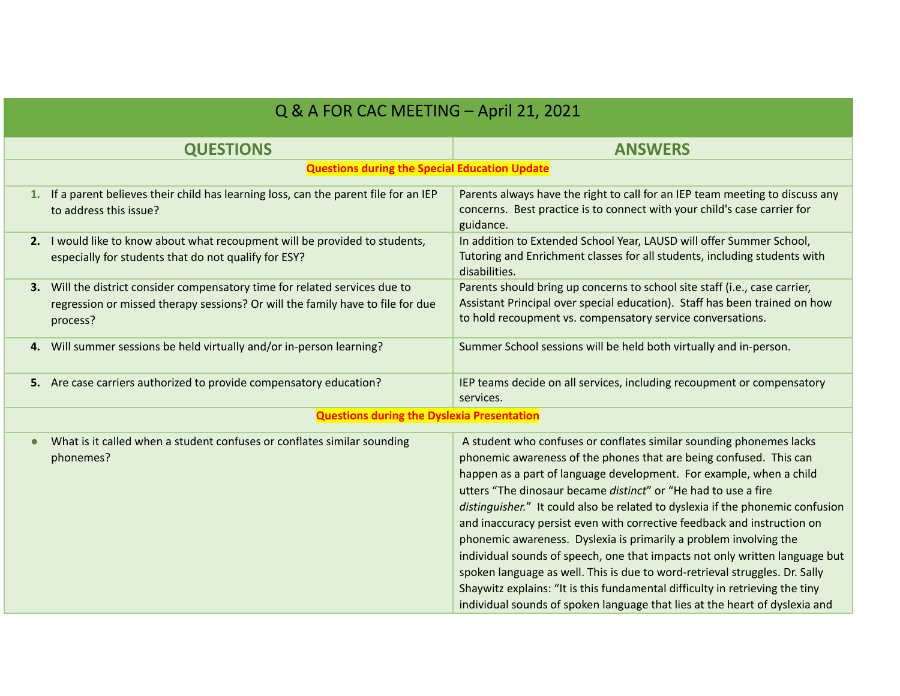# Q & A FOR CAC MEETING – April 21, 2021

| QUESTIONS | ANSWERS |
|---|---|
| **Questions during the Special Education Update** | |
| 1. If a parent believes their child has learning loss, can the parent file for an IEP to address this issue? | Parents always have the right to call for an IEP team meeting to discuss any concerns. Best practice is to connect with your child's case carrier for guidance. |
| 2. I would like to know about what recoupment will be provided to students, especially for students that do not qualify for ESY? | In addition to Extended School Year, LAUSD will offer Summer School, Tutoring and Enrichment classes for all students, including students with disabilities. |
| 3. Will the district consider compensatory time for related services due to regression or missed therapy sessions? Or will the family have to file for due process? | Parents should bring up concerns to school site staff (i.e., case carrier, Assistant Principal over special education). Staff has been trained on how to hold recoupment vs. compensatory service conversations. |
| 4. Will summer sessions be held virtually and/or in-person learning? | Summer School sessions will be held both virtually and in-person. |
| 5. Are case carriers authorized to provide compensatory education? | IEP teams decide on all services, including recoupment or compensatory services. |
| **Questions during the Dyslexia Presentation** | |
| • What is it called when a student confuses or conflates similar sounding phonemes? | A student who confuses or conflates similar sounding phonemes lacks phonemic awareness of the phones that are being confused. This can happen as a part of language development. For example, when a child utters "The dinosaur became *distinct*" or "He had to use a fire *distinguisher.*" It could also be related to dyslexia if the phonemic confusion and inaccuracy persist even with corrective feedback and instruction on phonemic awareness. Dyslexia is primarily a problem involving the individual sounds of speech, one that impacts not only written language but spoken language as well. This is due to word-retrieval struggles. Dr. Sally Shaywitz explains: "It is this fundamental difficulty in retrieving the tiny individual sounds of spoken language that lies at the heart of dyslexia and |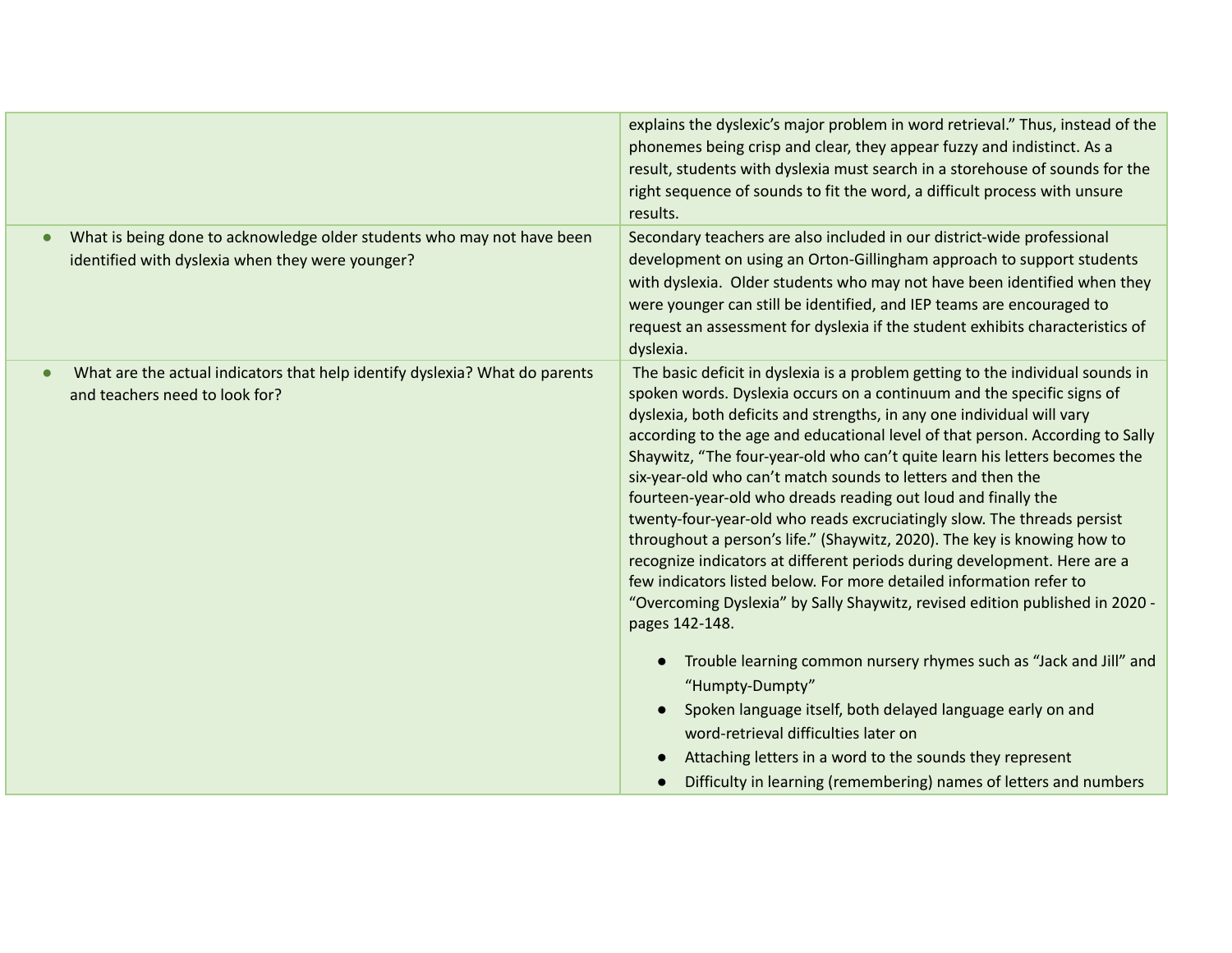| | |
|---|---|
| | explains the dyslexic's major problem in word retrieval." Thus, instead of the phonemes being crisp and clear, they appear fuzzy and indistinct. As a result, students with dyslexia must search in a storehouse of sounds for the right sequence of sounds to fit the word, a difficult process with unsure results. |
| • What is being done to acknowledge older students who may not have been identified with dyslexia when they were younger? | Secondary teachers are also included in our district-wide professional development on using an Orton-Gillingham approach to support students with dyslexia. Older students who may not have been identified when they were younger can still be identified, and IEP teams are encouraged to request an assessment for dyslexia if the student exhibits characteristics of dyslexia. |
| • What are the actual indicators that help identify dyslexia? What do parents and teachers need to look for? | The basic deficit in dyslexia is a problem getting to the individual sounds in spoken words. Dyslexia occurs on a continuum and the specific signs of dyslexia, both deficits and strengths, in any one individual will vary according to the age and educational level of that person. According to Sally Shaywitz, "The four-year-old who can't quite learn his letters becomes the six-year-old who can't match sounds to letters and then the fourteen-year-old who dreads reading out loud and finally the twenty-four-year-old who reads excruciatingly slow. The threads persist throughout a person's life." (Shaywitz, 2020). The key is knowing how to recognize indicators at different periods during development. Here are a few indicators listed below. For more detailed information refer to "Overcoming Dyslexia" by Sally Shaywitz, revised edition published in 2020 - pages 142-148.<br><br>• Trouble learning common nursery rhymes such as "Jack and Jill" and "Humpty-Dumpty"<br>• Spoken language itself, both delayed language early on and word-retrieval difficulties later on<br>• Attaching letters in a word to the sounds they represent<br>• Difficulty in learning (remembering) names of letters and numbers |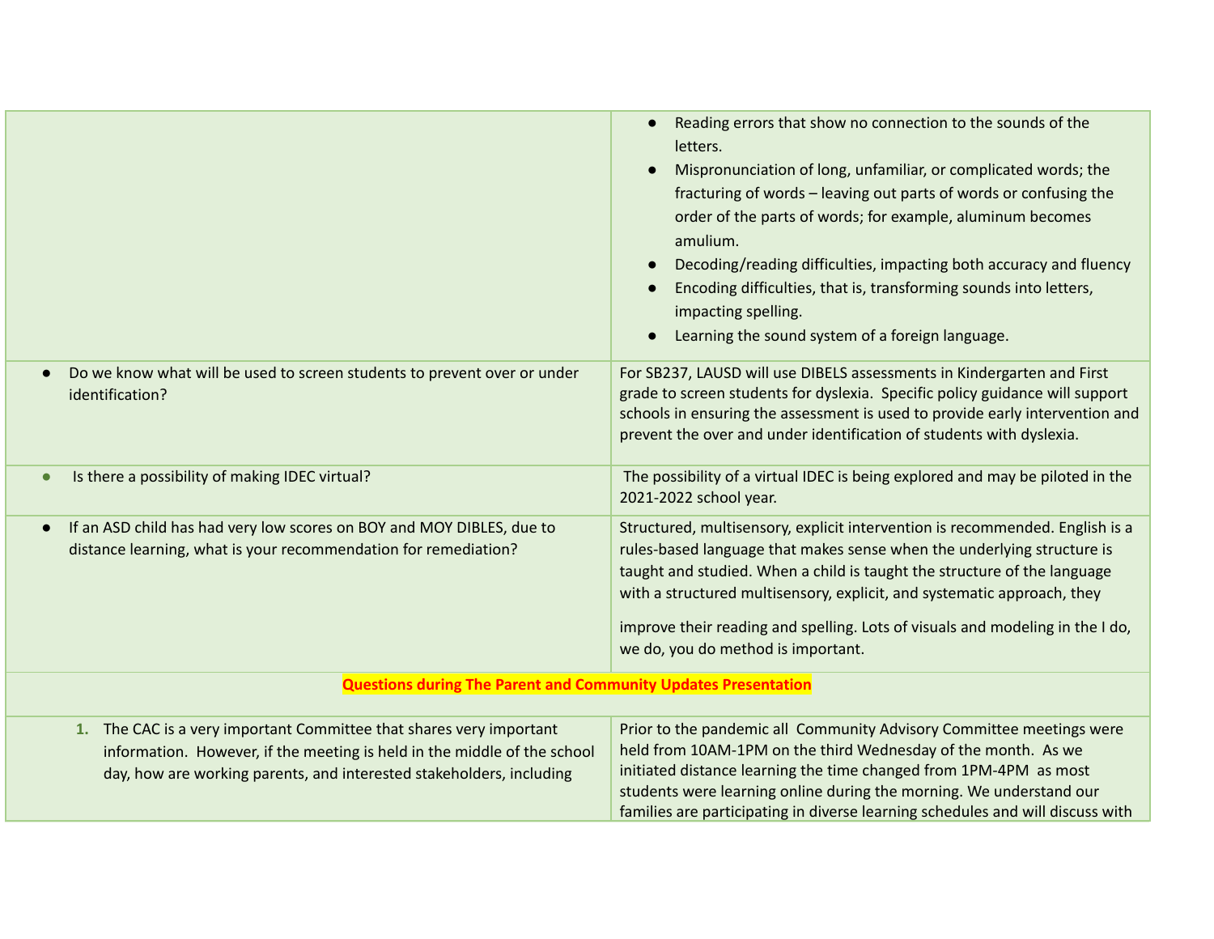| | |
|---|---|
| | • Reading errors that show no connection to the sounds of the letters.<br>• Mispronunciation of long, unfamiliar, or complicated words; the fracturing of words – leaving out parts of words or confusing the order of the parts of words; for example, aluminum becomes amulium.<br>• Decoding/reading difficulties, impacting both accuracy and fluency<br>• Encoding difficulties, that is, transforming sounds into letters, impacting spelling.<br>• Learning the sound system of a foreign language. |
| • Do we know what will be used to screen students to prevent over or under identification? | For SB237, LAUSD will use DIBELS assessments in Kindergarten and First grade to screen students for dyslexia. Specific policy guidance will support schools in ensuring the assessment is used to provide early intervention and prevent the over and under identification of students with dyslexia. |
| • Is there a possibility of making IDEC virtual? | The possibility of a virtual IDEC is being explored and may be piloted in the 2021-2022 school year. |
| • If an ASD child has had very low scores on BOY and MOY DIBLES, due to distance learning, what is your recommendation for remediation? | Structured, multisensory, explicit intervention is recommended. English is a rules-based language that makes sense when the underlying structure is taught and studied. When a child is taught the structure of the language with a structured multisensory, explicit, and systematic approach, they improve their reading and spelling. Lots of visuals and modeling in the I do, we do, you do method is important. |
| **Questions during The Parent and Community Updates Presentation** | |
| 1. The CAC is a very important Committee that shares very important information. However, if the meeting is held in the middle of the school day, how are working parents, and interested stakeholders, including | Prior to the pandemic all Community Advisory Committee meetings were held from 10AM-1PM on the third Wednesday of the month. As we initiated distance learning the time changed from 1PM-4PM as most students were learning online during the morning. We understand our families are participating in diverse learning schedules and will discuss with |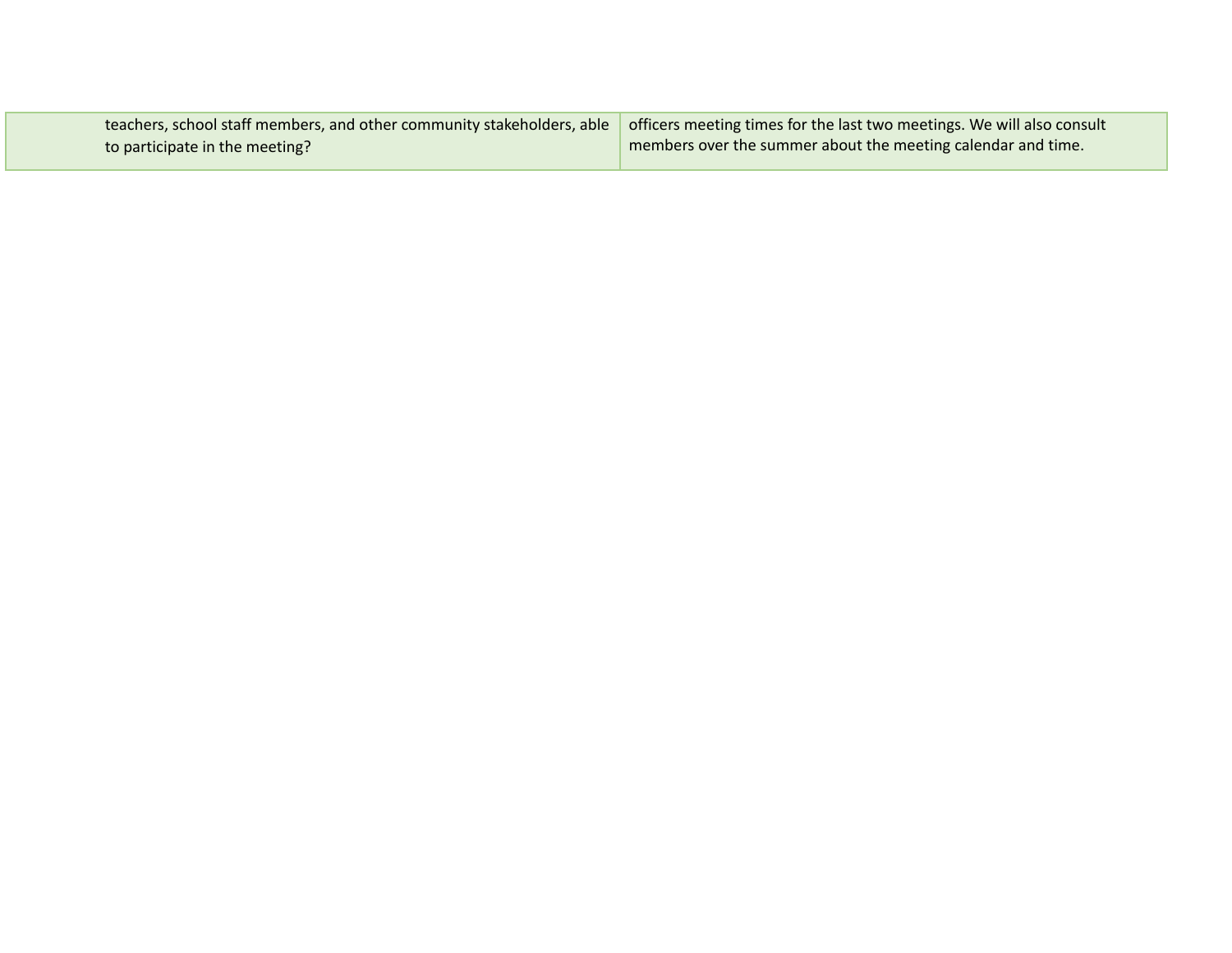| | |
|---|---|
| teachers, school staff members, and other community stakeholders, able to participate in the meeting? | officers meeting times for the last two meetings. We will also consult members over the summer about the meeting calendar and time. |